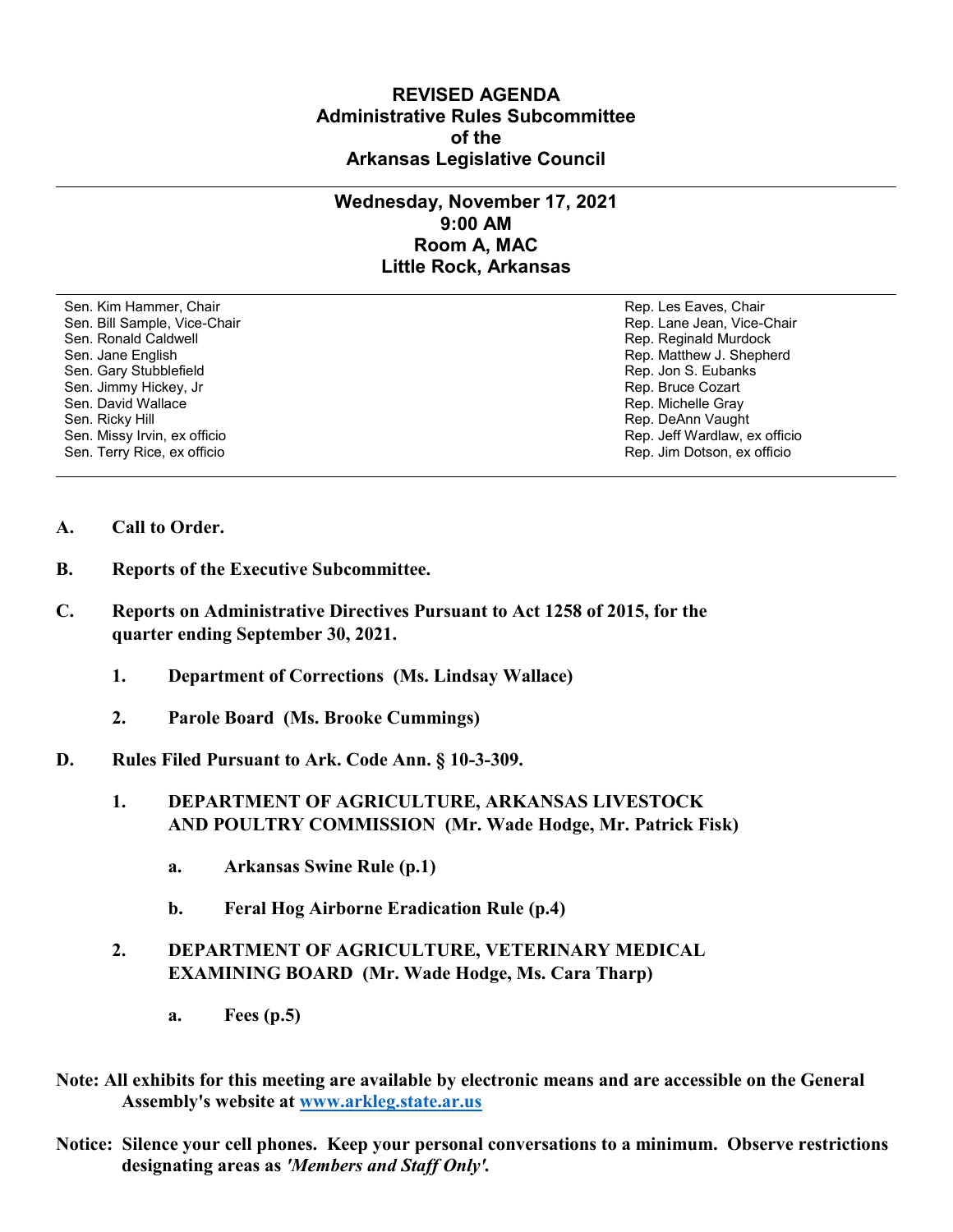# REVISED AGENDA
## Administrative Rules Subcommittee
## of the
## Arkansas Legislative Council

---

### Wednesday, November 17, 2021
### 9:00 AM
### Room A, MAC
### Little Rock, Arkansas

---

| | |
|---|---|
| Sen. Kim Hammer, Chair | Rep. Les Eaves, Chair |
| Sen. Bill Sample, Vice-Chair | Rep. Lane Jean, Vice-Chair |
| Sen. Ronald Caldwell | Rep. Reginald Murdock |
| Sen. Jane English | Rep. Matthew J. Shepherd |
| Sen. Gary Stubblefield | Rep. Jon S. Eubanks |
| Sen. Jimmy Hickey, Jr | Rep. Bruce Cozart |
| Sen. David Wallace | Rep. Michelle Gray |
| Sen. Ricky Hill | Rep. DeAnn Vaught |
| Sen. Missy Irvin, ex officio | Rep. Jeff Wardlaw, ex officio |
| Sen. Terry Rice, ex officio | Rep. Jim Dotson, ex officio |

---

**A. Call to Order.**

**B. Reports of the Executive Subcommittee.**

**C. Reports on Administrative Directives Pursuant to Act 1258 of 2015, for the quarter ending September 30, 2021.**

  **1. Department of Corrections (Ms. Lindsay Wallace)**

  **2. Parole Board (Ms. Brooke Cummings)**

**D. Rules Filed Pursuant to Ark. Code Ann. § 10-3-309.**

  **1. DEPARTMENT OF AGRICULTURE, ARKANSAS LIVESTOCK AND POULTRY COMMISSION (Mr. Wade Hodge, Mr. Patrick Fisk)**

    **a. Arkansas Swine Rule (p.1)**

    **b. Feral Hog Airborne Eradication Rule (p.4)**

  **2. DEPARTMENT OF AGRICULTURE, VETERINARY MEDICAL EXAMINING BOARD (Mr. Wade Hodge, Ms. Cara Tharp)**

    **a. Fees (p.5)**

**Note: All exhibits for this meeting are available by electronic means and are accessible on the General Assembly's website at [www.arkleg.state.ar.us](http://www.arkleg.state.ar.us)**

**Notice: Silence your cell phones. Keep your personal conversations to a minimum. Observe restrictions designating areas as *'Members and Staff Only'*.**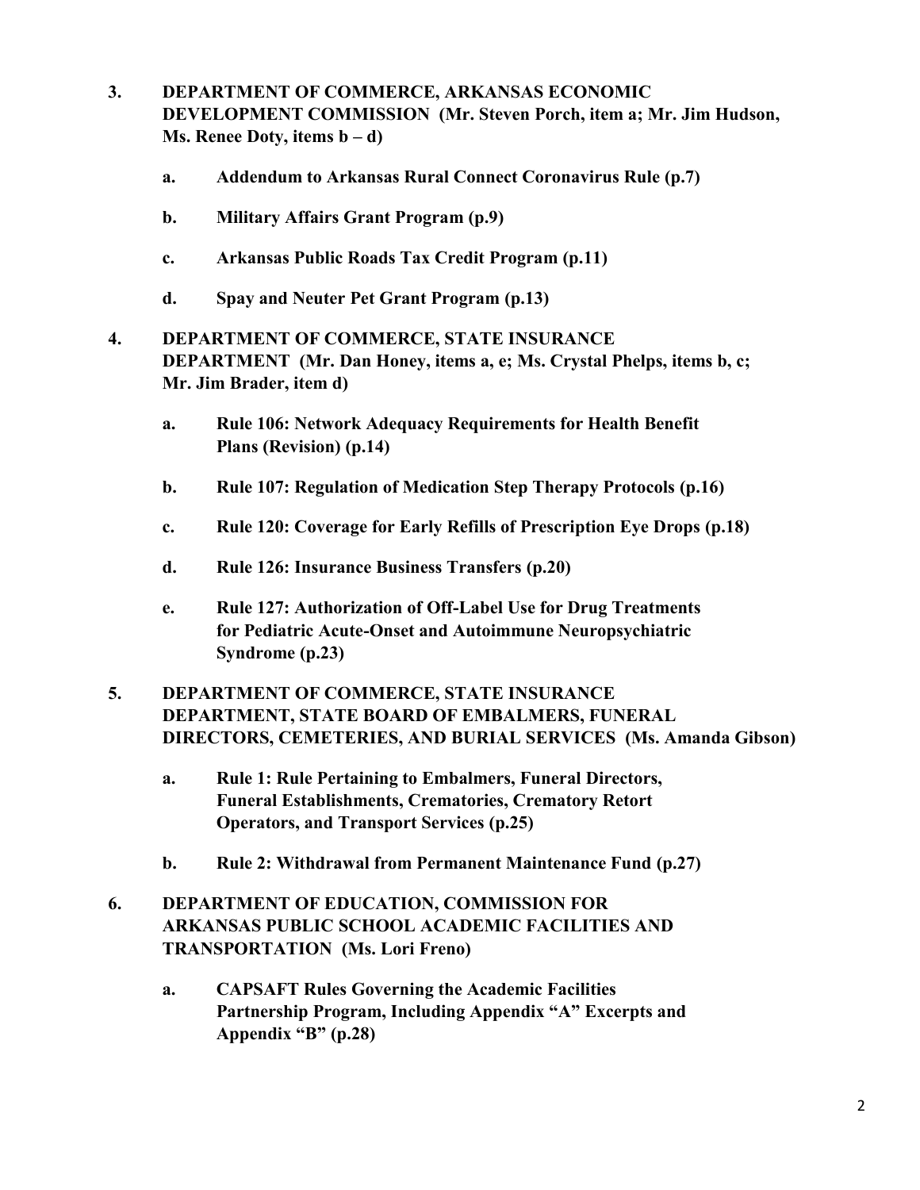3. **DEPARTMENT OF COMMERCE, ARKANSAS ECONOMIC DEVELOPMENT COMMISSION (Mr. Steven Porch, item a; Mr. Jim Hudson, Ms. Renee Doty, items b – d)**

   a. **Addendum to Arkansas Rural Connect Coronavirus Rule (p.7)**

   b. **Military Affairs Grant Program (p.9)**

   c. **Arkansas Public Roads Tax Credit Program (p.11)**

   d. **Spay and Neuter Pet Grant Program (p.13)**

4. **DEPARTMENT OF COMMERCE, STATE INSURANCE DEPARTMENT (Mr. Dan Honey, items a, e; Ms. Crystal Phelps, items b, c; Mr. Jim Brader, item d)**

   a. **Rule 106: Network Adequacy Requirements for Health Benefit Plans (Revision) (p.14)**

   b. **Rule 107: Regulation of Medication Step Therapy Protocols (p.16)**

   c. **Rule 120: Coverage for Early Refills of Prescription Eye Drops (p.18)**

   d. **Rule 126: Insurance Business Transfers (p.20)**

   e. **Rule 127: Authorization of Off-Label Use for Drug Treatments for Pediatric Acute-Onset and Autoimmune Neuropsychiatric Syndrome (p.23)**

5. **DEPARTMENT OF COMMERCE, STATE INSURANCE DEPARTMENT, STATE BOARD OF EMBALMERS, FUNERAL DIRECTORS, CEMETERIES, AND BURIAL SERVICES (Ms. Amanda Gibson)**

   a. **Rule 1: Rule Pertaining to Embalmers, Funeral Directors, Funeral Establishments, Crematories, Crematory Retort Operators, and Transport Services (p.25)**

   b. **Rule 2: Withdrawal from Permanent Maintenance Fund (p.27)**

6. **DEPARTMENT OF EDUCATION, COMMISSION FOR ARKANSAS PUBLIC SCHOOL ACADEMIC FACILITIES AND TRANSPORTATION (Ms. Lori Freno)**

   a. **CAPSAFT Rules Governing the Academic Facilities Partnership Program, Including Appendix "A" Excerpts and Appendix "B" (p.28)**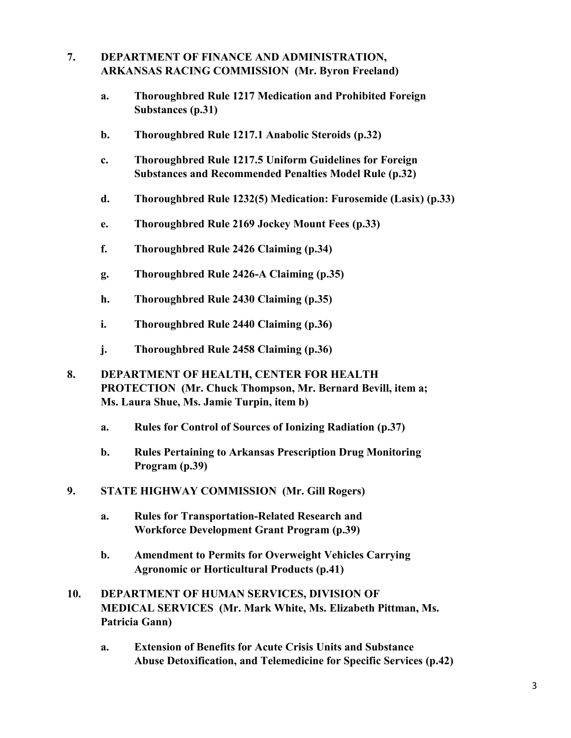**7. DEPARTMENT OF FINANCE AND ADMINISTRATION, ARKANSAS RACING COMMISSION (Mr. Byron Freeland)**

- **a. Thoroughbred Rule 1217 Medication and Prohibited Foreign Substances (p.31)**
- **b. Thoroughbred Rule 1217.1 Anabolic Steroids (p.32)**
- **c. Thoroughbred Rule 1217.5 Uniform Guidelines for Foreign Substances and Recommended Penalties Model Rule (p.32)**
- **d. Thoroughbred Rule 1232(5) Medication: Furosemide (Lasix) (p.33)**
- **e. Thoroughbred Rule 2169 Jockey Mount Fees (p.33)**
- **f. Thoroughbred Rule 2426 Claiming (p.34)**
- **g. Thoroughbred Rule 2426-A Claiming (p.35)**
- **h. Thoroughbred Rule 2430 Claiming (p.35)**
- **i. Thoroughbred Rule 2440 Claiming (p.36)**
- **j. Thoroughbred Rule 2458 Claiming (p.36)**

**8. DEPARTMENT OF HEALTH, CENTER FOR HEALTH PROTECTION (Mr. Chuck Thompson, Mr. Bernard Bevill, item a; Ms. Laura Shue, Ms. Jamie Turpin, item b)**

- **a. Rules for Control of Sources of Ionizing Radiation (p.37)**
- **b. Rules Pertaining to Arkansas Prescription Drug Monitoring Program (p.39)**

**9. STATE HIGHWAY COMMISSION (Mr. Gill Rogers)**

- **a. Rules for Transportation-Related Research and Workforce Development Grant Program (p.39)**
- **b. Amendment to Permits for Overweight Vehicles Carrying Agronomic or Horticultural Products (p.41)**

**10. DEPARTMENT OF HUMAN SERVICES, DIVISION OF MEDICAL SERVICES (Mr. Mark White, Ms. Elizabeth Pittman, Ms. Patricia Gann)**

- **a. Extension of Benefits for Acute Crisis Units and Substance Abuse Detoxification, and Telemedicine for Specific Services (p.42)**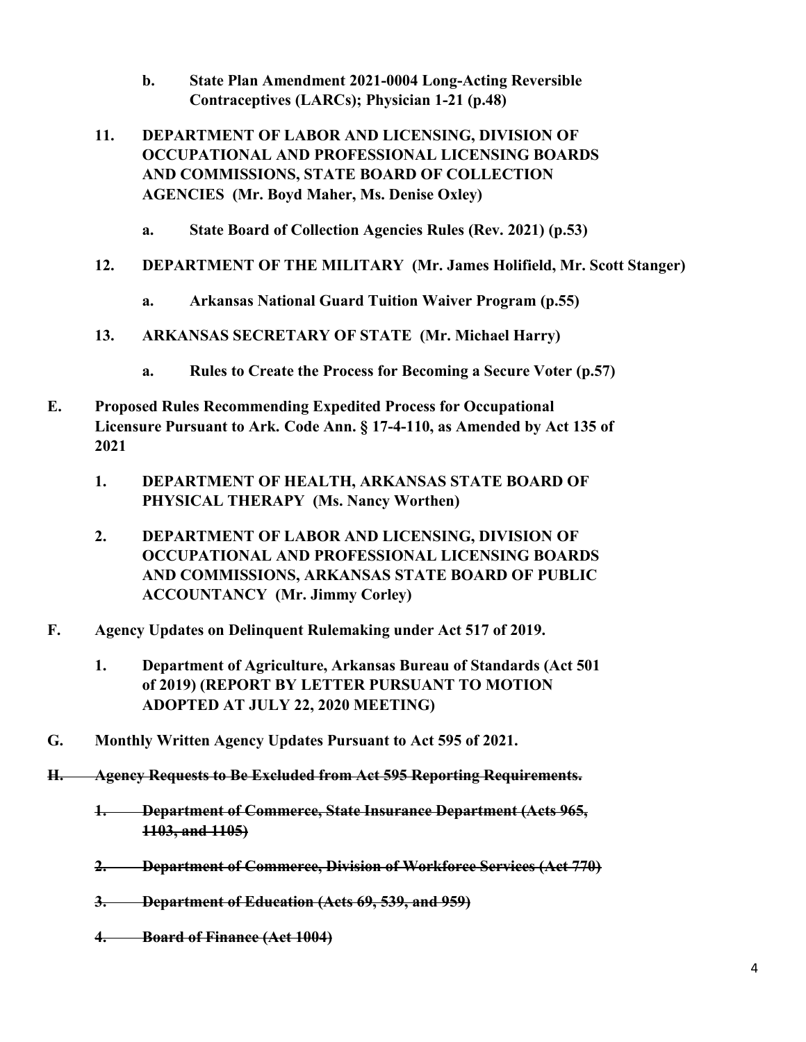**b. State Plan Amendment 2021-0004 Long-Acting Reversible Contraceptives (LARCs); Physician 1-21 (p.48)**

**11. DEPARTMENT OF LABOR AND LICENSING, DIVISION OF OCCUPATIONAL AND PROFESSIONAL LICENSING BOARDS AND COMMISSIONS, STATE BOARD OF COLLECTION AGENCIES (Mr. Boyd Maher, Ms. Denise Oxley)**

**a. State Board of Collection Agencies Rules (Rev. 2021) (p.53)**

**12. DEPARTMENT OF THE MILITARY (Mr. James Holifield, Mr. Scott Stanger)**

**a. Arkansas National Guard Tuition Waiver Program (p.55)**

**13. ARKANSAS SECRETARY OF STATE (Mr. Michael Harry)**

**a. Rules to Create the Process for Becoming a Secure Voter (p.57)**

**E. Proposed Rules Recommending Expedited Process for Occupational Licensure Pursuant to Ark. Code Ann. § 17-4-110, as Amended by Act 135 of 2021**

**1. DEPARTMENT OF HEALTH, ARKANSAS STATE BOARD OF PHYSICAL THERAPY (Ms. Nancy Worthen)**

**2. DEPARTMENT OF LABOR AND LICENSING, DIVISION OF OCCUPATIONAL AND PROFESSIONAL LICENSING BOARDS AND COMMISSIONS, ARKANSAS STATE BOARD OF PUBLIC ACCOUNTANCY (Mr. Jimmy Corley)**

**F. Agency Updates on Delinquent Rulemaking under Act 517 of 2019.**

**1. Department of Agriculture, Arkansas Bureau of Standards (Act 501 of 2019) (REPORT BY LETTER PURSUANT TO MOTION ADOPTED AT JULY 22, 2020 MEETING)**

**G. Monthly Written Agency Updates Pursuant to Act 595 of 2021.**

**~~H. Agency Requests to Be Excluded from Act 595 Reporting Requirements.~~**

**~~1. Department of Commerce, State Insurance Department (Acts 965, 1103, and 1105)~~**

**~~2. Department of Commerce, Division of Workforce Services (Act 770)~~**

**~~3. Department of Education (Acts 69, 539, and 959)~~**

**~~4. Board of Finance (Act 1004)~~**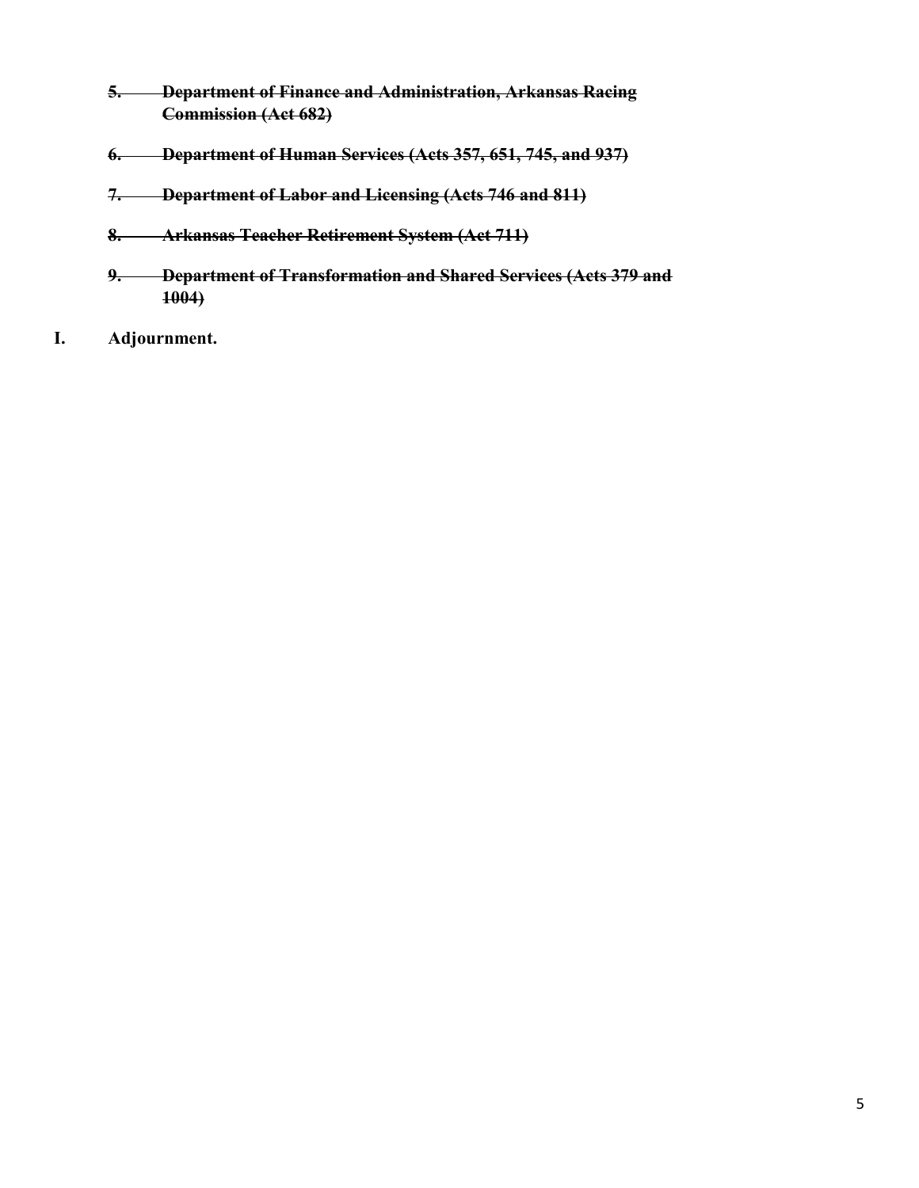5. ~~**Department of Finance and Administration, Arkansas Racing Commission (Act 682)**~~

6. ~~**Department of Human Services (Acts 357, 651, 745, and 937)**~~

7. ~~**Department of Labor and Licensing (Acts 746 and 811)**~~

8. ~~**Arkansas Teacher Retirement System (Act 711)**~~

9. ~~**Department of Transformation and Shared Services (Acts 379 and 1004)**~~

**I. Adjournment.**